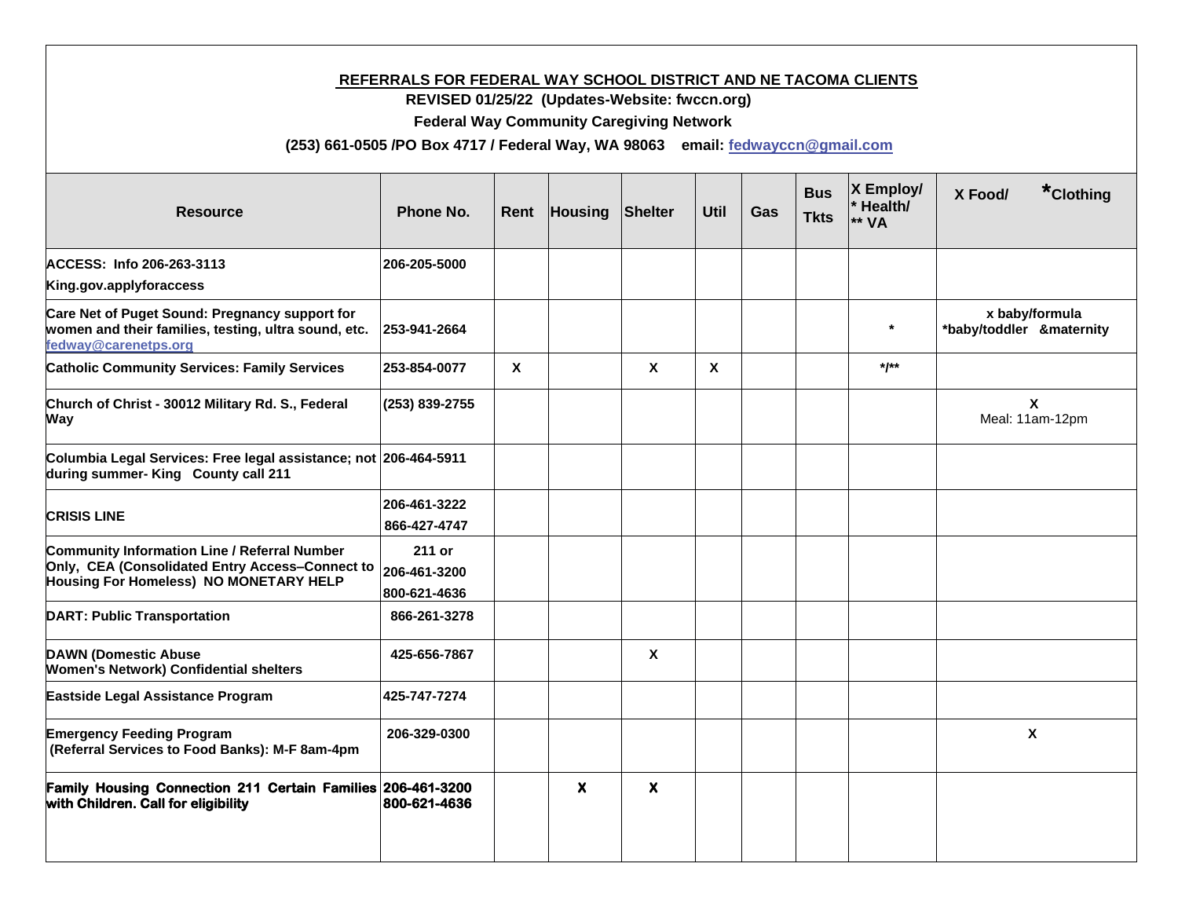**REFERRALS FOR FEDERAL WAY SCHOOL DISTRICT AND NE TACOMA CLIENTS**

**REVISED 01/25/22 (Updates-Website: fwccn.org)**

**Federal Way Community Caregiving Network**

**(253) 661-0505 /PO Box 4717 / Federal Way, WA 98063 email: fedwayccn@gmail.com**

| Resource | Phone No. | Rent | Housing | Shelter | Util | Gas | Bus Tkts | X Employ/ * Health/ ** VA | X Food/ *Clothing |
|---|---|---|---|---|---|---|---|---|---|
| ACCESS: Info 206-263-3113 King.gov.applyforaccess | 206-205-5000 | | | | | | | | |
| Care Net of Puget Sound: Pregnancy support for women and their families, testing, ultra sound, etc. fedway@carenetps.org | 253-941-2664 | | | | | | | * | x baby/formula *baby/toddler &maternity |
| Catholic Community Services: Family Services | 253-854-0077 | X | | X | X | | | */** | |
| Church of Christ - 30012 Military Rd. S., Federal Way | (253) 839-2755 | | | | | | | | X Meal: 11am-12pm |
| Columbia Legal Services: Free legal assistance; not during summer- King County call 211 | 206-464-5911 | | | | | | | | |
| CRISIS LINE | 206-461-3222 866-427-4747 | | | | | | | | |
| Community Information Line / Referral Number Only, CEA (Consolidated Entry Access–Connect to Housing For Homeless) NO MONETARY HELP | 211 or 206-461-3200 800-621-4636 | | | | | | | | |
| DART: Public Transportation | 866-261-3278 | | | | | | | | |
| DAWN (Domestic Abuse Women's Network) Confidential shelters | 425-656-7867 | | | X | | | | | |
| Eastside Legal Assistance Program | 425-747-7274 | | | | | | | | |
| Emergency Feeding Program (Referral Services to Food Banks): M-F 8am-4pm | 206-329-0300 | | | | | | | | X |
| Family Housing Connection 211 Certain Families with Children. Call for eligibility | 206-461-3200 800-621-4636 | | X | X | | | | | |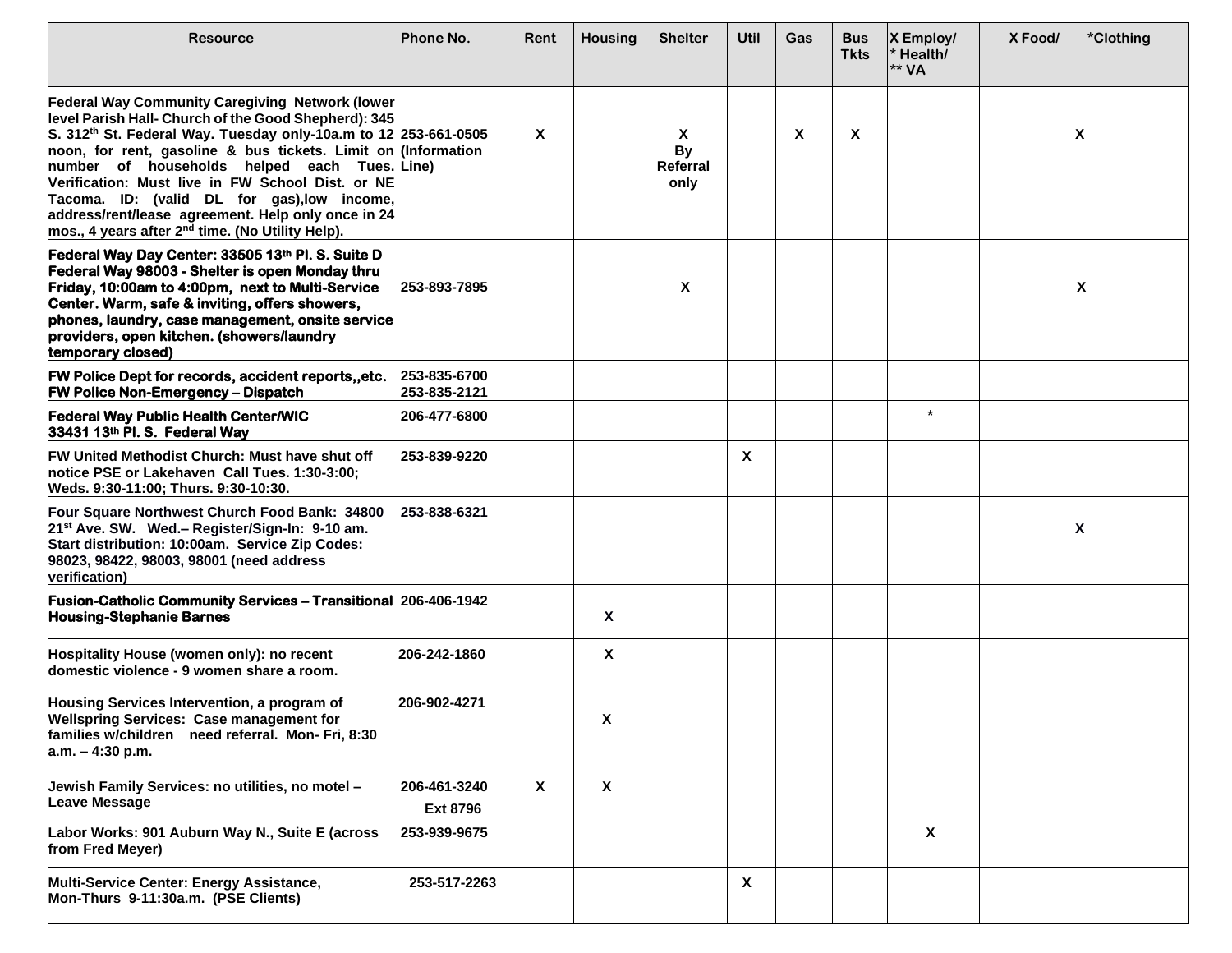| Resource | Phone No. | Rent | Housing | Shelter | Util | Gas | Bus Tkts | X Employ/ * Health/ ** VA | X Food/ *Clothing |
|---|---|---|---|---|---|---|---|---|---|
| **Federal Way Community Caregiving Network (lower level Parish Hall- Church of the Good Shepherd): 345 S. 312th St. Federal Way. Tuesday only-10a.m to 12 noon, for rent, gasoline & bus tickets. Limit on number of households helped each Tues. Verification: Must live in FW School Dist. or NE Tacoma. ID: (valid DL for gas),low income, address/rent/lease agreement. Help only once in 24 mos., 4 years after 2nd time. (No Utility Help).** | 253-661-0505 (Information Line) | X | | X By Referral only | | X | X | | X |
| **Federal Way Day Center: 33505 13th Pl. S. Suite D Federal Way 98003 - Shelter is open Monday thru Friday, 10:00am to 4:00pm, next to Multi-Service Center. Warm, safe & inviting, offers showers, phones, laundry, case management, onsite service providers, open kitchen. (showers/laundry temporary closed)** | 253-893-7895 | | | X | | | | | X |
| **FW Police Dept for records, accident reports,,etc.**<br>**FW Police Non-Emergency – Dispatch** | 253-835-6700<br>253-835-2121 | | | | | | | | |
| **Federal Way Public Health Center/WIC 33431 13th Pl. S. Federal Way** | 206-477-6800 | | | | | | | * | |
| **FW United Methodist Church: Must have shut off notice PSE or Lakehaven Call Tues. 1:30-3:00; Weds. 9:30-11:00; Thurs. 9:30-10:30.** | 253-839-9220 | | | | X | | | | |
| **Four Square Northwest Church Food Bank: 34800 21st Ave. SW. Wed.– Register/Sign-In: 9-10 am. Start distribution: 10:00am. Service Zip Codes: 98023, 98422, 98003, 98001 (need address verification)** | 253-838-6321 | | | | | | | | X |
| **Fusion-Catholic Community Services – Transitional Housing-Stephanie Barnes** | 206-406-1942 | | X | | | | | | |
| **Hospitality House (women only): no recent domestic violence - 9 women share a room.** | 206-242-1860 | | X | | | | | | |
| **Housing Services Intervention, a program of Wellspring Services: Case management for families w/children need referral. Mon- Fri, 8:30 a.m. – 4:30 p.m.** | 206-902-4271 | | X | | | | | | |
| **Jewish Family Services: no utilities, no motel – Leave Message** | 206-461-3240 Ext 8796 | X | X | | | | | | |
| **Labor Works: 901 Auburn Way N., Suite E (across from Fred Meyer)** | 253-939-9675 | | | | | | | X | |
| **Multi-Service Center: Energy Assistance, Mon-Thurs 9-11:30a.m. (PSE Clients)** | 253-517-2263 | | | | X | | | | |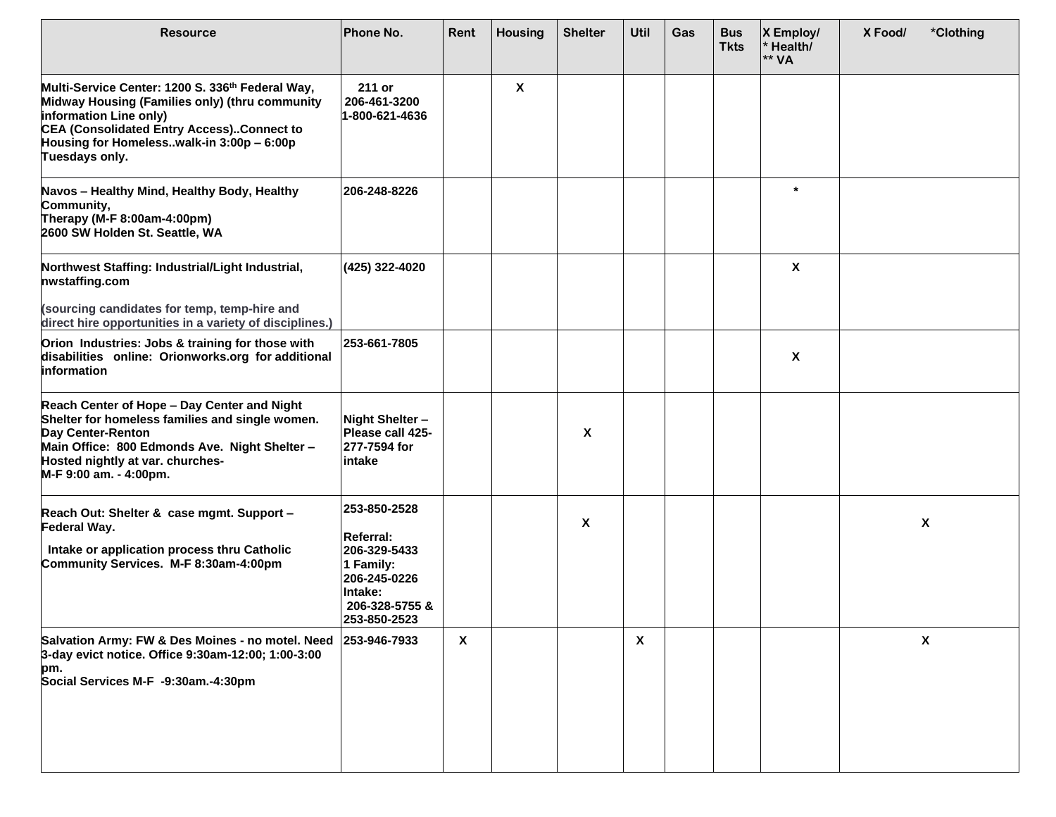| Resource | Phone No. | Rent | Housing | Shelter | Util | Gas | Bus Tkts | X Employ/<br>* Health/<br>** VA | X Food/ *Clothing |
|---|---|---|---|---|---|---|---|---|---|
| Multi-Service Center: 1200 S. 336th Federal Way,<br>Midway Housing (Families only) (thru community information Line only)<br>CEA (Consolidated Entry Access)..Connect to Housing for Homeless..walk-in 3:00p – 6:00p Tuesdays only. | 211 or<br>206-461-3200<br>1-800-621-4636 | | X | | | | | | |
| Navos – Healthy Mind, Healthy Body, Healthy Community,<br>Therapy (M-F 8:00am-4:00pm)<br>2600 SW Holden St. Seattle, WA | 206-248-8226 | | | | | | | * | |
| Northwest Staffing: Industrial/Light Industrial, nwstaffing.com<br>(sourcing candidates for temp, temp-hire and direct hire opportunities in a variety of disciplines.) | (425) 322-4020 | | | | | | | X | |
| Orion Industries: Jobs & training for those with disabilities online: Orionworks.org for additional information | 253-661-7805 | | | | | | | X | |
| Reach Center of Hope – Day Center and Night Shelter for homeless families and single women.<br>Day Center-Renton<br>Main Office: 800 Edmonds Ave. Night Shelter – Hosted nightly at var. churches-<br>M-F 9:00 am. - 4:00pm. | Night Shelter – Please call 425-277-7594 for intake | | | X | | | | | |
| Reach Out: Shelter & case mgmt. Support – Federal Way.<br>Intake or application process thru Catholic Community Services. M-F 8:30am-4:00pm | 253-850-2528<br>Referral:<br>206-329-5433<br>1 Family:<br>206-245-0226<br>Intake:<br>206-328-5755 &<br>253-850-2523 | | | X | | | | | X |
| Salvation Army: FW & Des Moines - no motel. Need 3-day evict notice. Office 9:30am-12:00; 1:00-3:00 pm.<br>Social Services M-F -9:30am.-4:30pm | 253-946-7933 | X | | | X | | | | X |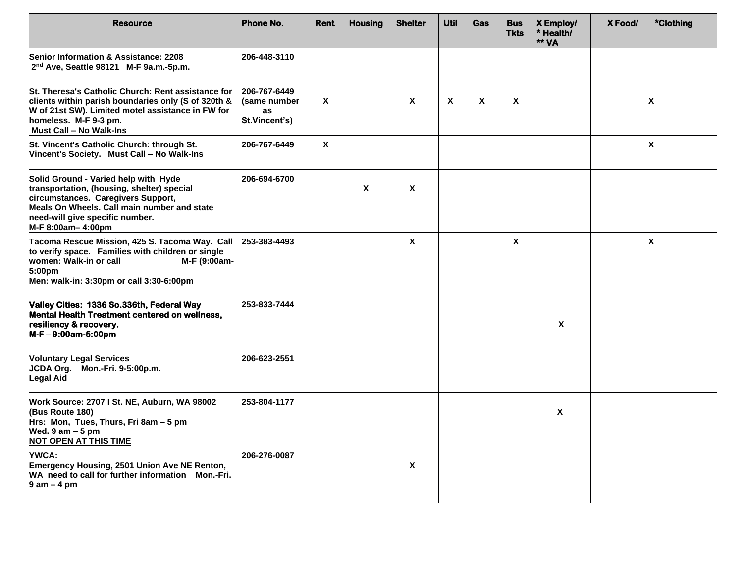| Resource | Phone No. | Rent | Housing | Shelter | Util | Gas | Bus Tkts | X Employ/ * Health/ ** VA | X Food/ *Clothing |
|---|---|---|---|---|---|---|---|---|---|
| Senior Information & Assistance: 2208 2nd Ave, Seattle 98121 M-F 9a.m.-5p.m. | 206-448-3110 | | | | | | | | |
| St. Theresa's Catholic Church: Rent assistance for clients within parish boundaries only (S of 320th & W of 21st SW). Limited motel assistance in FW for homeless. M-F 9-3 pm. Must Call – No Walk-Ins | 206-767-6449 (same number as St.Vincent's) | X | | X | X | X | X | | X |
| St. Vincent's Catholic Church: through St. Vincent's Society. Must Call – No Walk-Ins | 206-767-6449 | X | | | | | | | X |
| Solid Ground - Varied help with Hyde transportation, (housing, shelter) special circumstances. Caregivers Support, Meals On Wheels. Call main number and state need-will give specific number. M-F 8:00am– 4:00pm | 206-694-6700 | | X | X | | | | | |
| Tacoma Rescue Mission, 425 S. Tacoma Way. Call to verify space. Families with children or single women: Walk-in or call M-F (9:00am-5:00pm Men: walk-in: 3:30pm or call 3:30-6:00pm | 253-383-4493 | | | X | | | X | | X |
| **Valley Cities: 1336 So.336th, Federal Way Mental Health Treatment centered on wellness, resiliency & recovery. M-F – 9:00am-5:00pm** | 253-833-7444 | | | | | | | X | |
| Voluntary Legal Services JCDA Org. Mon.-Fri. 9-5:00p.m. Legal Aid | 206-623-2551 | | | | | | | | |
| Work Source: 2707 I St. NE, Auburn, WA 98002 (Bus Route 180) Hrs: Mon, Tues, Thurs, Fri 8am – 5 pm Wed. 9 am – 5 pm <u>NOT OPEN AT THIS TIME</u> | 253-804-1177 | | | | | | | X | |
| YWCA: Emergency Housing, 2501 Union Ave NE Renton, WA need to call for further information Mon.-Fri. 9 am – 4 pm | 206-276-0087 | | | X | | | | | |